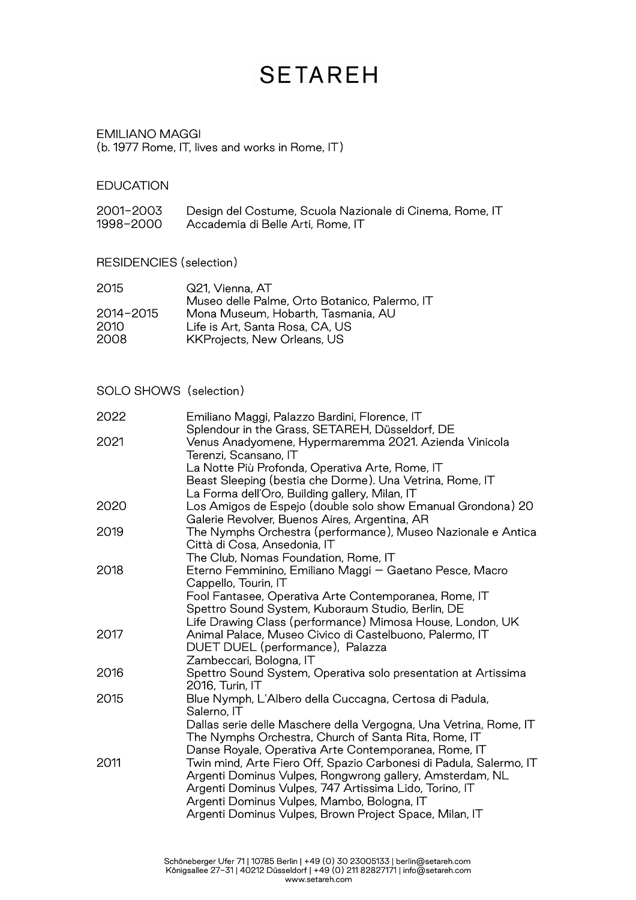# SETAREH

EMILIANO MAGGI
(b. 1977 Rome, IT, lives and works in Rome, IT)

## EDUCATION

| | |
|---|---|
| 2001–2003 | Design del Costume, Scuola Nazionale di Cinema, Rome, IT |
| 1998–2000 | Accademia di Belle Arti, Rome, IT |

## RESIDENCIES (selection)

| | |
|---|---|
| 2015 | Q21, Vienna, AT<br>Museo delle Palme, Orto Botanico, Palermo, IT |
| 2014–2015 | Mona Museum, Hobarth, Tasmania, AU |
| 2010 | Life is Art, Santa Rosa, CA, US |
| 2008 | KKProjects, New Orleans, US |

## SOLO SHOWS (selection)

| | |
|---|---|
| 2022 | Emiliano Maggi, Palazzo Bardini, Florence, IT<br>Splendour in the Grass, SETAREH, Düsseldorf, DE |
| 2021 | Venus Anadyomene, Hypermaremma 2021. Azienda Vinicola Terenzi, Scansano, IT<br>La Notte Più Profonda, Operativa Arte, Rome, IT<br>Beast Sleeping (bestia che Dorme). Una Vetrina, Rome, IT<br>La Forma dell'Oro, Building gallery, Milan, IT |
| 2020 | Los Amigos de Espejo (double solo show Emanual Grondona) 20 Galerie Revolver, Buenos Aires, Argentina, AR |
| 2019 | The Nymphs Orchestra (performance), Museo Nazionale e Antica Città di Cosa, Ansedonia, IT<br>The Club, Nomas Foundation, Rome, IT |
| 2018 | Eterno Femminino, Emiliano Maggi — Gaetano Pesce, Macro Cappello, Tourin, IT<br>Fool Fantasee, Operativa Arte Contemporanea, Rome, IT<br>Spettro Sound System, Kuboraum Studio, Berlin, DE<br>Life Drawing Class (performance) Mimosa House, London, UK |
| 2017 | Animal Palace, Museo Civico di Castelbuono, Palermo, IT<br>DUET DUEL (performance), Palazza Zambeccari, Bologna, IT |
| 2016 | Spettro Sound System, Operativa solo presentation at Artissima 2016, Turin, IT |
| 2015 | Blue Nymph, L'Albero della Cuccagna, Certosa di Padula, Salerno, IT<br>Dallas serie delle Maschere della Vergogna, Una Vetrina, Rome, IT<br>The Nymphs Orchestra, Church of Santa Rita, Rome, IT<br>Danse Royale, Operativa Arte Contemporanea, Rome, IT |
| 2011 | Twin mind, Arte Fiero Off, Spazio Carbonesi di Padula, Salermo, IT<br>Argenti Dominus Vulpes, Rongwrong gallery, Amsterdam, NL<br>Argenti Dominus Vulpes, 747 Artissima Lido, Torino, IT<br>Argenti Dominus Vulpes, Mambo, Bologna, IT<br>Argenti Dominus Vulpes, Brown Project Space, Milan, IT |

Schöneberger Ufer 71 | 10785 Berlin | +49 (0) 30 23005133 | berlin@setareh.com
Königsallee 27–31 | 40212 Düsseldorf | +49 (0) 211 82827171 | info@setareh.com
www.setareh.com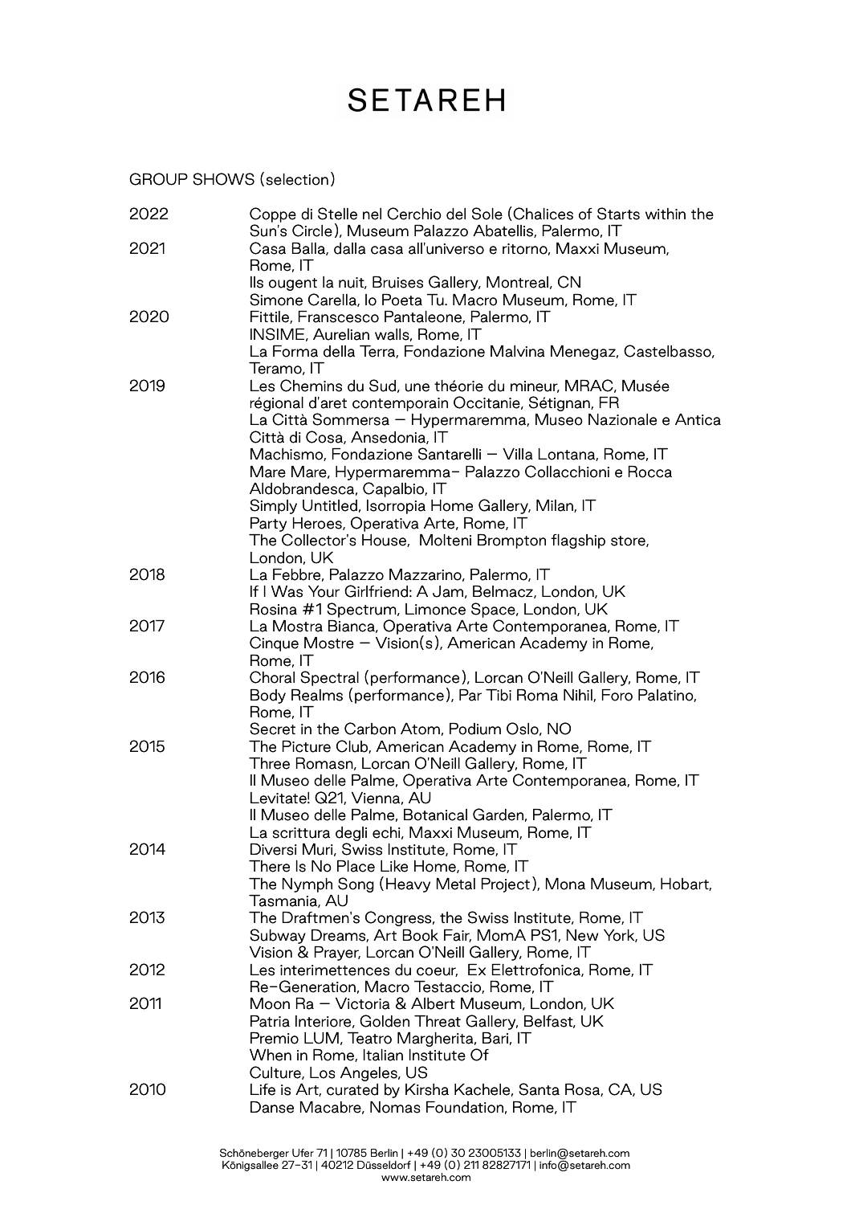# SETAREH

GROUP SHOWS (selection)

| | |
|---|---|
| 2022 | Coppe di Stelle nel Cerchio del Sole (Chalices of Starts within the Sun's Circle), Museum Palazzo Abatellis, Palermo, IT |
| 2021 | Casa Balla, dalla casa all'universo e ritorno, Maxxi Museum, Rome, IT |
| | Ils ougent la nuit, Bruises Gallery, Montreal, CN |
| | Simone Carella, Io Poeta Tu. Macro Museum, Rome, IT |
| 2020 | Fittile, Franscesco Pantaleone, Palermo, IT |
| | INSIME, Aurelian walls, Rome, IT |
| | La Forma della Terra, Fondazione Malvina Menegaz, Castelbasso, Teramo, IT |
| 2019 | Les Chemins du Sud, une théorie du mineur, MRAC, Musée régional d'aret contemporain Occitanie, Sétignan, FR |
| | La Città Sommersa – Hypermaremma, Museo Nazionale e Antica Città di Cosa, Ansedonia, IT |
| | Machismo, Fondazione Santarelli – Villa Lontana, Rome, IT |
| | Mare Mare, Hypermaremma– Palazzo Collacchioni e Rocca Aldobrandesca, Capalbio, IT |
| | Simply Untitled, Isorropia Home Gallery, Milan, IT |
| | Party Heroes, Operativa Arte, Rome, IT |
| | The Collector's House, Molteni Brompton flagship store, London, UK |
| 2018 | La Febbre, Palazzo Mazzarino, Palermo, IT |
| | If I Was Your Girlfriend: A Jam, Belmacz, London, UK |
| | Rosina #1 Spectrum, Limonce Space, London, UK |
| 2017 | La Mostra Bianca, Operativa Arte Contemporanea, Rome, IT |
| | Cinque Mostre – Vision(s), American Academy in Rome, Rome, IT |
| 2016 | Choral Spectral (performance), Lorcan O'Neill Gallery, Rome, IT |
| | Body Realms (performance), Par Tibi Roma Nihil, Foro Palatino, Rome, IT |
| | Secret in the Carbon Atom, Podium Oslo, NO |
| 2015 | The Picture Club, American Academy in Rome, Rome, IT |
| | Three Romasn, Lorcan O'Neill Gallery, Rome, IT |
| | Il Museo delle Palme, Operativa Arte Contemporanea, Rome, IT |
| | Levitate! Q21, Vienna, AU |
| | Il Museo delle Palme, Botanical Garden, Palermo, IT |
| | La scrittura degli echi, Maxxi Museum, Rome, IT |
| 2014 | Diversi Muri, Swiss Institute, Rome, IT |
| | There Is No Place Like Home, Rome, IT |
| | The Nymph Song (Heavy Metal Project), Mona Museum, Hobart, Tasmania, AU |
| 2013 | The Draftmen's Congress, the Swiss Institute, Rome, IT |
| | Subway Dreams, Art Book Fair, MomA PS1, New York, US |
| | Vision & Prayer, Lorcan O'Neill Gallery, Rome, IT |
| 2012 | Les interimettences du coeur, Ex Elettrofonica, Rome, IT |
| | Re-Generation, Macro Testaccio, Rome, IT |
| 2011 | Moon Ra – Victoria & Albert Museum, London, UK |
| | Patria Interiore, Golden Threat Gallery, Belfast, UK |
| | Premio LUM, Teatro Margherita, Bari, IT |
| | When in Rome, Italian Institute Of Culture, Los Angeles, US |
| 2010 | Life is Art, curated by Kirsha Kachele, Santa Rosa, CA, US |
| | Danse Macabre, Nomas Foundation, Rome, IT |

Schöneberger Ufer 71 | 10785 Berlin | +49 (0) 30 23005133 | berlin@setareh.com
Königsallee 27-31 | 40212 Düsseldorf | +49 (0) 211 82827171 | info@setareh.com
www.setareh.com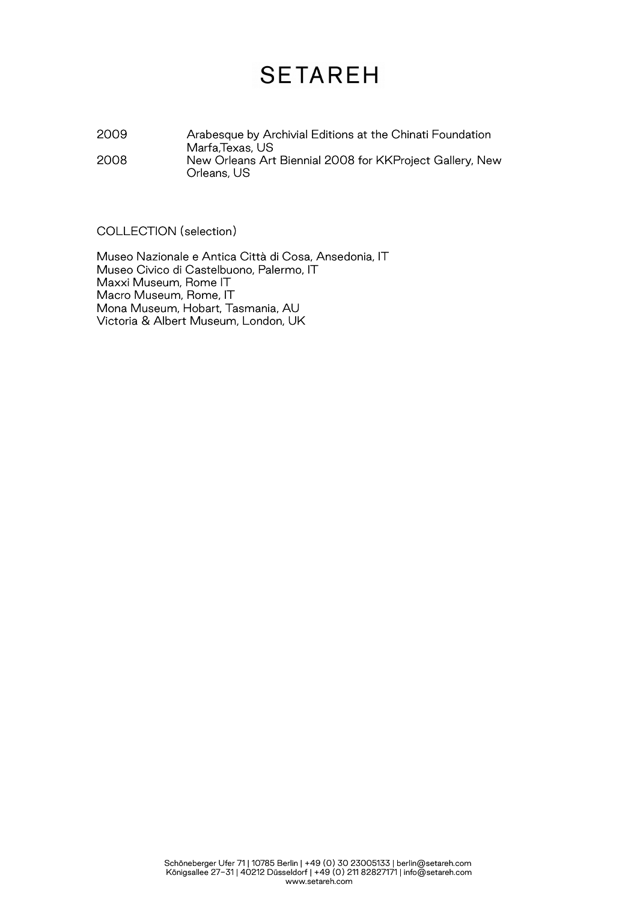2009 Arabesque by Archivial Editions at the Chinati Foundation Marfa,Texas, US

2008 New Orleans Art Biennial 2008 for KKProject Gallery, New Orleans, US

COLLECTION (selection)

Museo Nazionale e Antica Città di Cosa, Ansedonia, IT
Museo Civico di Castelbuono, Palermo, IT
Maxxi Museum, Rome IT
Macro Museum, Rome, IT
Mona Museum, Hobart, Tasmania, AU
Victoria & Albert Museum, London, UK